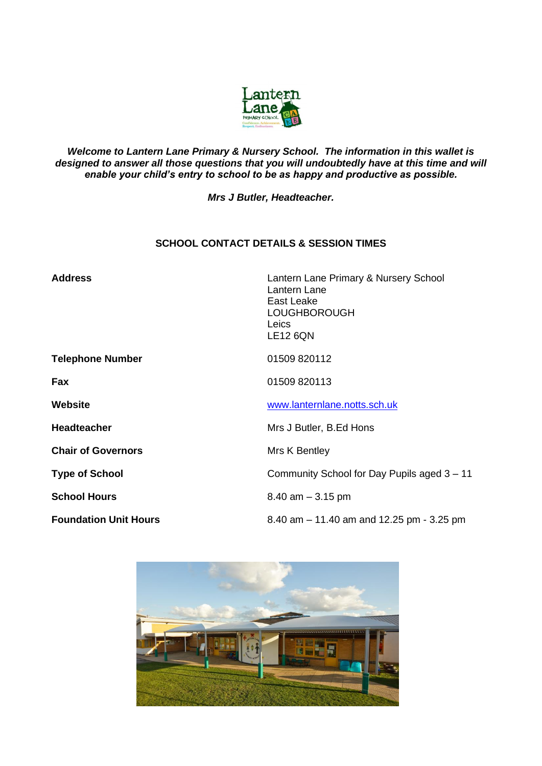***Welcome to Lantern Lane Primary & Nursery School. The information in this wallet is designed to answer all those questions that you will undoubtedly have at this time and will enable your child's entry to school to be as happy and productive as possible.***

***Mrs J Butler, Headteacher.***

## SCHOOL CONTACT DETAILS & SESSION TIMES

| | |
|---|---|
| **Address** | Lantern Lane Primary & Nursery School<br>Lantern Lane<br>East Leake<br>LOUGHBOROUGH<br>Leics<br>LE12 6QN |
| **Telephone Number** | 01509 820112 |
| **Fax** | 01509 820113 |
| **Website** | www.lanternlane.notts.sch.uk |
| **Headteacher** | Mrs J Butler, B.Ed Hons |
| **Chair of Governors** | Mrs K Bentley |
| **Type of School** | Community School for Day Pupils aged 3 – 11 |
| **School Hours** | 8.40 am – 3.15 pm |
| **Foundation Unit Hours** | 8.40 am – 11.40 am and 12.25 pm - 3.25 pm |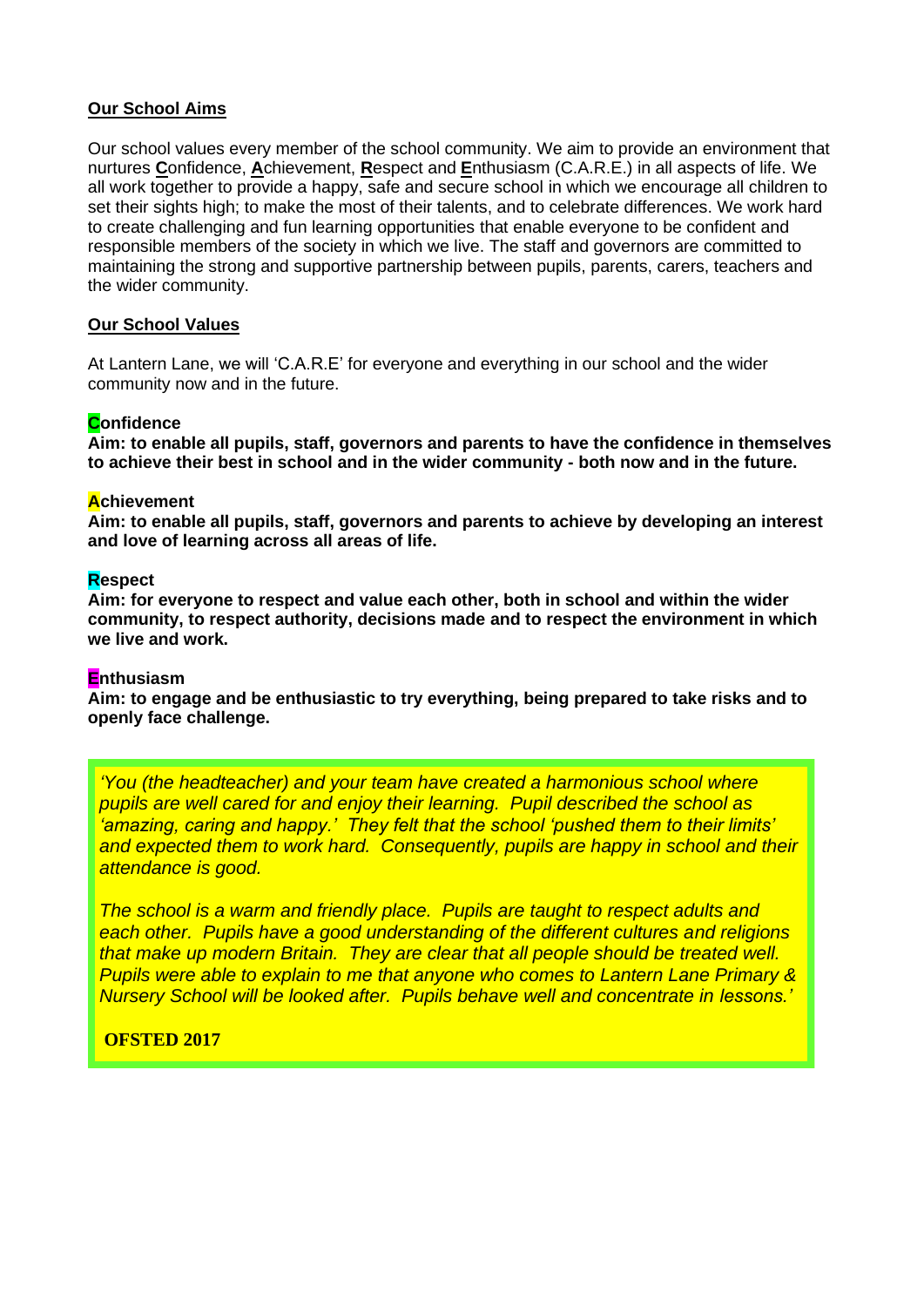## Our School Aims

Our school values every member of the school community. We aim to provide an environment that nurtures **C**onfidence, **A**chievement, **R**espect and **E**nthusiasm (C.A.R.E.) in all aspects of life. We all work together to provide a happy, safe and secure school in which we encourage all children to set their sights high; to make the most of their talents, and to celebrate differences. We work hard to create challenging and fun learning opportunities that enable everyone to be confident and responsible members of the society in which we live. The staff and governors are committed to maintaining the strong and supportive partnership between pupils, parents, carers, teachers and the wider community.

## Our School Values

At Lantern Lane, we will 'C.A.R.E' for everyone and everything in our school and the wider community now and in the future.

**Confidence**
**Aim: to enable all pupils, staff, governors and parents to have the confidence in themselves to achieve their best in school and in the wider community - both now and in the future.**

**Achievement**
**Aim: to enable all pupils, staff, governors and parents to achieve by developing an interest and love of learning across all areas of life.**

**Respect**
**Aim: for everyone to respect and value each other, both in school and within the wider community, to respect authority, decisions made and to respect the environment in which we live and work.**

**Enthusiasm**
**Aim: to engage and be enthusiastic to try everything, being prepared to take risks and to openly face challenge.**

*'You (the headteacher) and your team have created a harmonious school where pupils are well cared for and enjoy their learning. Pupil described the school as 'amazing, caring and happy.' They felt that the school 'pushed them to their limits' and expected them to work hard. Consequently, pupils are happy in school and their attendance is good.*

*The school is a warm and friendly place. Pupils are taught to respect adults and each other. Pupils have a good understanding of the different cultures and religions that make up modern Britain. They are clear that all people should be treated well. Pupils were able to explain to me that anyone who comes to Lantern Lane Primary & Nursery School will be looked after. Pupils behave well and concentrate in lessons.'*

**OFSTED 2017**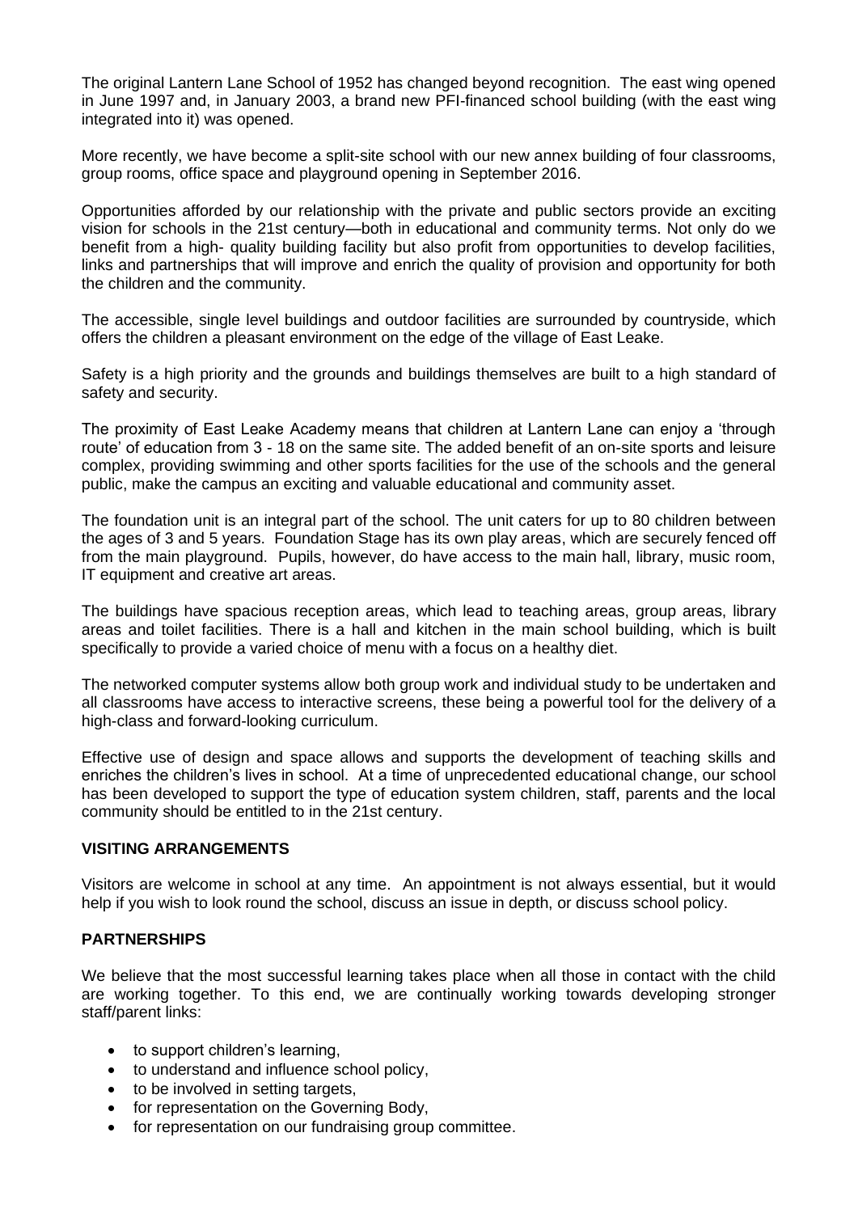The original Lantern Lane School of 1952 has changed beyond recognition. The east wing opened in June 1997 and, in January 2003, a brand new PFI-financed school building (with the east wing integrated into it) was opened.

More recently, we have become a split-site school with our new annex building of four classrooms, group rooms, office space and playground opening in September 2016.

Opportunities afforded by our relationship with the private and public sectors provide an exciting vision for schools in the 21st century—both in educational and community terms. Not only do we benefit from a high- quality building facility but also profit from opportunities to develop facilities, links and partnerships that will improve and enrich the quality of provision and opportunity for both the children and the community.

The accessible, single level buildings and outdoor facilities are surrounded by countryside, which offers the children a pleasant environment on the edge of the village of East Leake.

Safety is a high priority and the grounds and buildings themselves are built to a high standard of safety and security.

The proximity of East Leake Academy means that children at Lantern Lane can enjoy a 'through route' of education from 3 - 18 on the same site. The added benefit of an on-site sports and leisure complex, providing swimming and other sports facilities for the use of the schools and the general public, make the campus an exciting and valuable educational and community asset.

The foundation unit is an integral part of the school. The unit caters for up to 80 children between the ages of 3 and 5 years. Foundation Stage has its own play areas, which are securely fenced off from the main playground. Pupils, however, do have access to the main hall, library, music room, IT equipment and creative art areas.

The buildings have spacious reception areas, which lead to teaching areas, group areas, library areas and toilet facilities. There is a hall and kitchen in the main school building, which is built specifically to provide a varied choice of menu with a focus on a healthy diet.

The networked computer systems allow both group work and individual study to be undertaken and all classrooms have access to interactive screens, these being a powerful tool for the delivery of a high-class and forward-looking curriculum.

Effective use of design and space allows and supports the development of teaching skills and enriches the children's lives in school. At a time of unprecedented educational change, our school has been developed to support the type of education system children, staff, parents and the local community should be entitled to in the 21st century.

## VISITING ARRANGEMENTS

Visitors are welcome in school at any time. An appointment is not always essential, but it would help if you wish to look round the school, discuss an issue in depth, or discuss school policy.

## PARTNERSHIPS

We believe that the most successful learning takes place when all those in contact with the child are working together. To this end, we are continually working towards developing stronger staff/parent links:

- to support children's learning,
- to understand and influence school policy,
- to be involved in setting targets,
- for representation on the Governing Body,
- for representation on our fundraising group committee.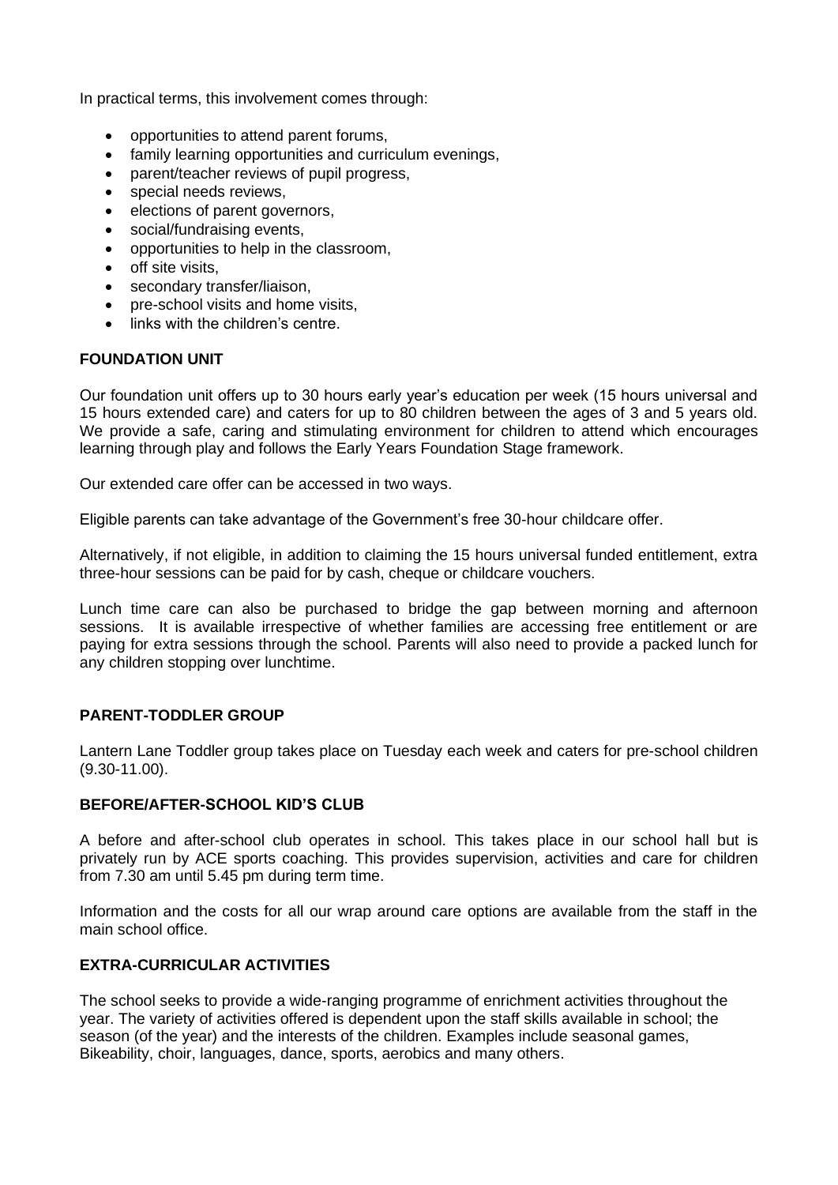In practical terms, this involvement comes through:

- opportunities to attend parent forums,
- family learning opportunities and curriculum evenings,
- parent/teacher reviews of pupil progress,
- special needs reviews,
- elections of parent governors,
- social/fundraising events,
- opportunities to help in the classroom,
- off site visits,
- secondary transfer/liaison,
- pre-school visits and home visits,
- links with the children's centre.

## FOUNDATION UNIT

Our foundation unit offers up to 30 hours early year's education per week (15 hours universal and 15 hours extended care) and caters for up to 80 children between the ages of 3 and 5 years old. We provide a safe, caring and stimulating environment for children to attend which encourages learning through play and follows the Early Years Foundation Stage framework.

Our extended care offer can be accessed in two ways.

Eligible parents can take advantage of the Government's free 30-hour childcare offer.

Alternatively, if not eligible, in addition to claiming the 15 hours universal funded entitlement, extra three-hour sessions can be paid for by cash, cheque or childcare vouchers.

Lunch time care can also be purchased to bridge the gap between morning and afternoon sessions. It is available irrespective of whether families are accessing free entitlement or are paying for extra sessions through the school. Parents will also need to provide a packed lunch for any children stopping over lunchtime.

## PARENT-TODDLER GROUP

Lantern Lane Toddler group takes place on Tuesday each week and caters for pre-school children (9.30-11.00).

## BEFORE/AFTER-SCHOOL KID'S CLUB

A before and after-school club operates in school. This takes place in our school hall but is privately run by ACE sports coaching. This provides supervision, activities and care for children from 7.30 am until 5.45 pm during term time.

Information and the costs for all our wrap around care options are available from the staff in the main school office.

## EXTRA-CURRICULAR ACTIVITIES

The school seeks to provide a wide-ranging programme of enrichment activities throughout the year. The variety of activities offered is dependent upon the staff skills available in school; the season (of the year) and the interests of the children. Examples include seasonal games, Bikeability, choir, languages, dance, sports, aerobics and many others.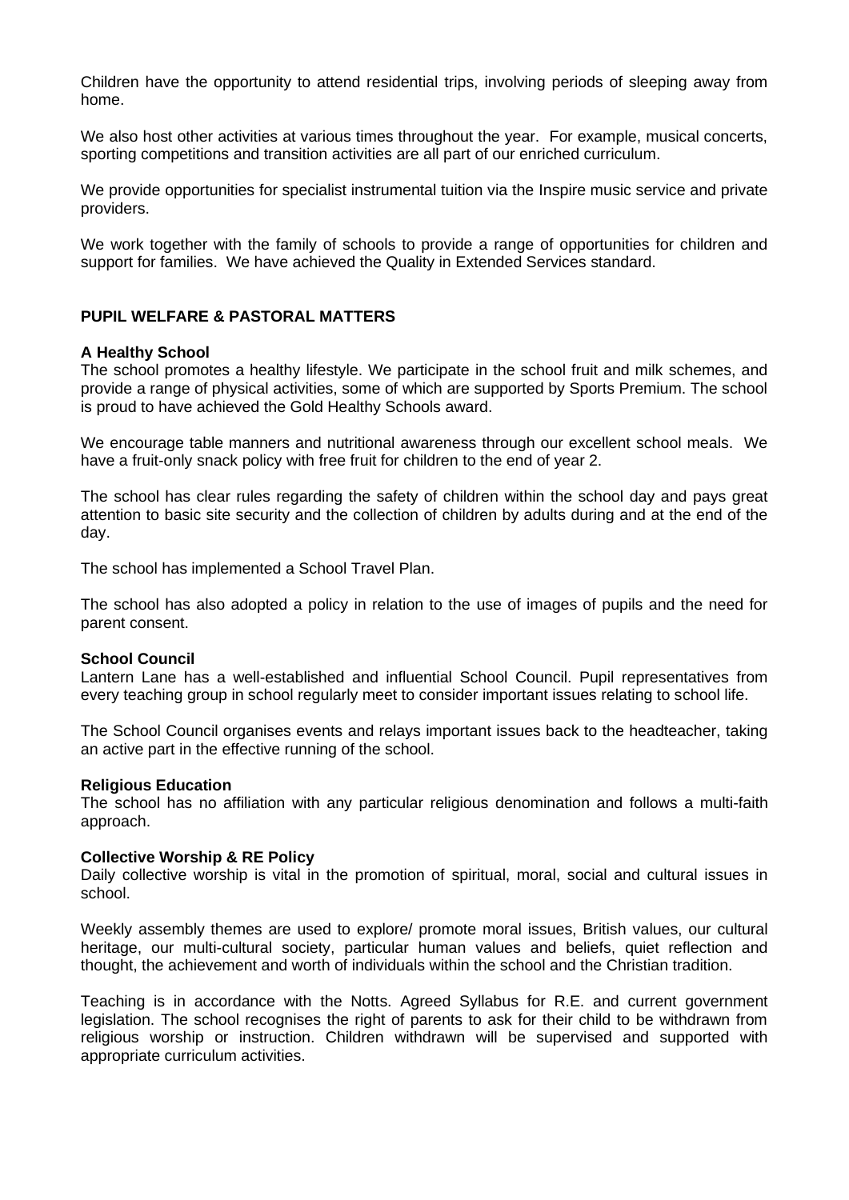Children have the opportunity to attend residential trips, involving periods of sleeping away from home.

We also host other activities at various times throughout the year. For example, musical concerts, sporting competitions and transition activities are all part of our enriched curriculum.

We provide opportunities for specialist instrumental tuition via the Inspire music service and private providers.

We work together with the family of schools to provide a range of opportunities for children and support for families. We have achieved the Quality in Extended Services standard.

## PUPIL WELFARE & PASTORAL MATTERS

### A Healthy School

The school promotes a healthy lifestyle. We participate in the school fruit and milk schemes, and provide a range of physical activities, some of which are supported by Sports Premium. The school is proud to have achieved the Gold Healthy Schools award.

We encourage table manners and nutritional awareness through our excellent school meals. We have a fruit-only snack policy with free fruit for children to the end of year 2.

The school has clear rules regarding the safety of children within the school day and pays great attention to basic site security and the collection of children by adults during and at the end of the day.

The school has implemented a School Travel Plan.

The school has also adopted a policy in relation to the use of images of pupils and the need for parent consent.

### School Council

Lantern Lane has a well-established and influential School Council. Pupil representatives from every teaching group in school regularly meet to consider important issues relating to school life.

The School Council organises events and relays important issues back to the headteacher, taking an active part in the effective running of the school.

### Religious Education

The school has no affiliation with any particular religious denomination and follows a multi-faith approach.

### Collective Worship & RE Policy

Daily collective worship is vital in the promotion of spiritual, moral, social and cultural issues in school.

Weekly assembly themes are used to explore/ promote moral issues, British values, our cultural heritage, our multi-cultural society, particular human values and beliefs, quiet reflection and thought, the achievement and worth of individuals within the school and the Christian tradition.

Teaching is in accordance with the Notts. Agreed Syllabus for R.E. and current government legislation. The school recognises the right of parents to ask for their child to be withdrawn from religious worship or instruction. Children withdrawn will be supervised and supported with appropriate curriculum activities.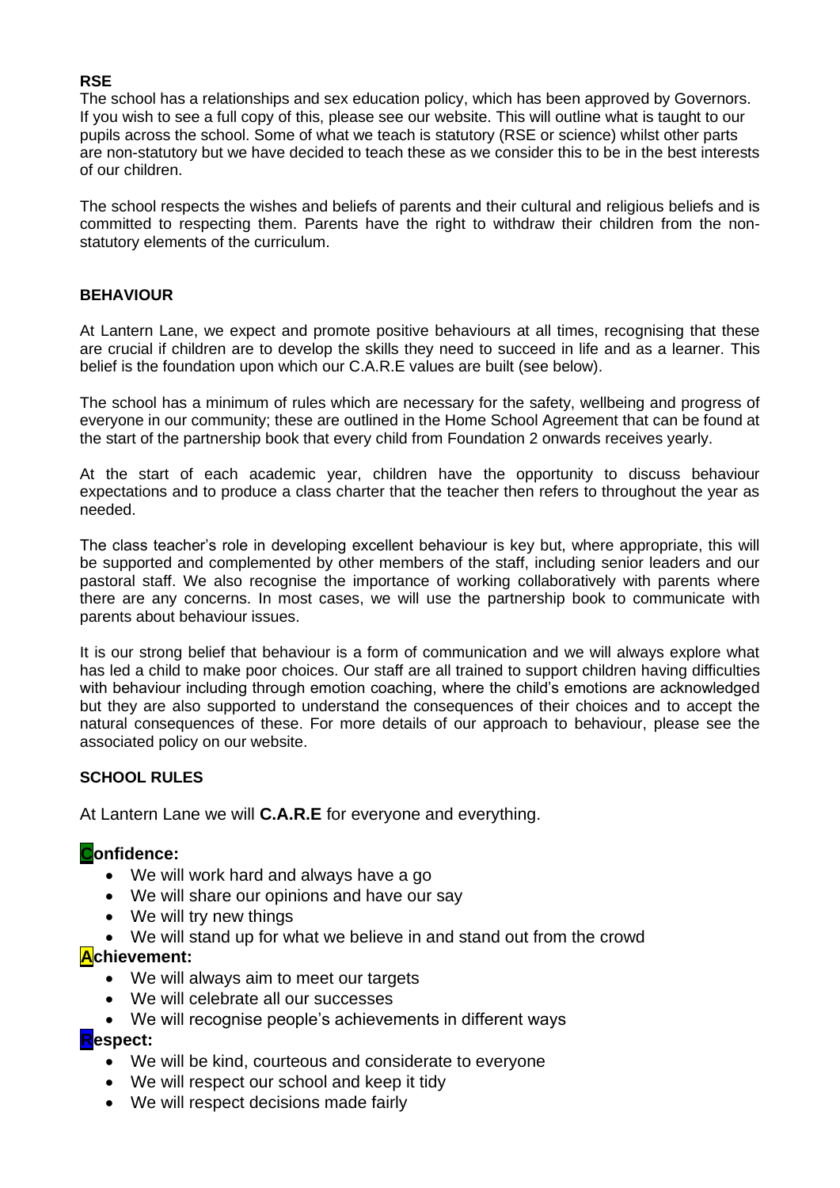**RSE**

The school has a relationships and sex education policy, which has been approved by Governors. If you wish to see a full copy of this, please see our website. This will outline what is taught to our pupils across the school. Some of what we teach is statutory (RSE or science) whilst other parts are non-statutory but we have decided to teach these as we consider this to be in the best interests of our children.

The school respects the wishes and beliefs of parents and their cultural and religious beliefs and is committed to respecting them. Parents have the right to withdraw their children from the non-statutory elements of the curriculum.

**BEHAVIOUR**

At Lantern Lane, we expect and promote positive behaviours at all times, recognising that these are crucial if children are to develop the skills they need to succeed in life and as a learner. This belief is the foundation upon which our C.A.R.E values are built (see below).

The school has a minimum of rules which are necessary for the safety, wellbeing and progress of everyone in our community; these are outlined in the Home School Agreement that can be found at the start of the partnership book that every child from Foundation 2 onwards receives yearly.

At the start of each academic year, children have the opportunity to discuss behaviour expectations and to produce a class charter that the teacher then refers to throughout the year as needed.

The class teacher's role in developing excellent behaviour is key but, where appropriate, this will be supported and complemented by other members of the staff, including senior leaders and our pastoral staff. We also recognise the importance of working collaboratively with parents where there are any concerns. In most cases, we will use the partnership book to communicate with parents about behaviour issues.

It is our strong belief that behaviour is a form of communication and we will always explore what has led a child to make poor choices. Our staff are all trained to support children having difficulties with behaviour including through emotion coaching, where the child's emotions are acknowledged but they are also supported to understand the consequences of their choices and to accept the natural consequences of these. For more details of our approach to behaviour, please see the associated policy on our website.

**SCHOOL RULES**

At Lantern Lane we will **C.A.R.E** for everyone and everything.

**Confidence:**

- We will work hard and always have a go
- We will share our opinions and have our say
- We will try new things
- We will stand up for what we believe in and stand out from the crowd

**Achievement:**

- We will always aim to meet our targets
- We will celebrate all our successes
- We will recognise people's achievements in different ways

**Respect:**

- We will be kind, courteous and considerate to everyone
- We will respect our school and keep it tidy
- We will respect decisions made fairly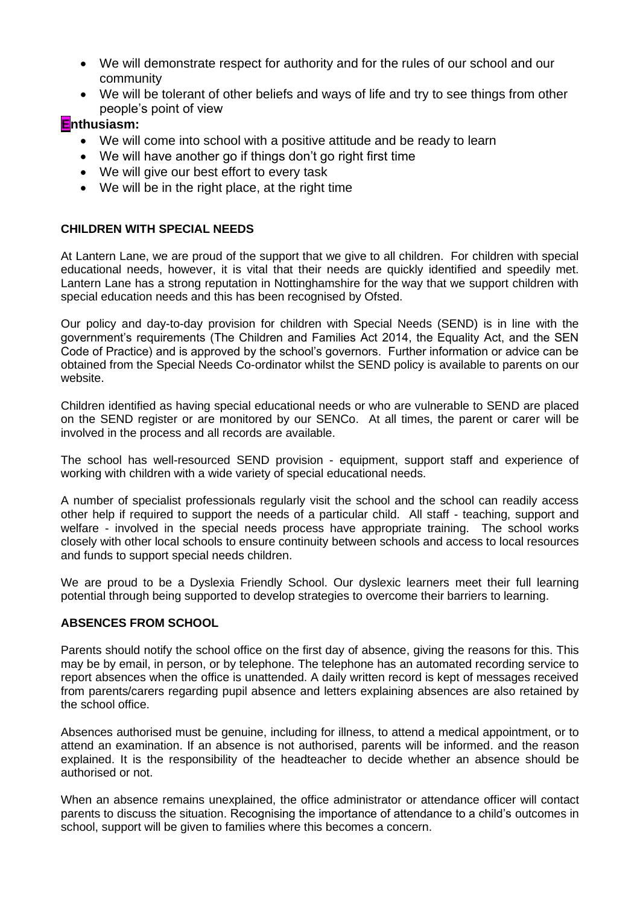- We will demonstrate respect for authority and for the rules of our school and our community
- We will be tolerant of other beliefs and ways of life and try to see things from other people's point of view

**Enthusiasm:**

- We will come into school with a positive attitude and be ready to learn
- We will have another go if things don't go right first time
- We will give our best effort to every task
- We will be in the right place, at the right time

**CHILDREN WITH SPECIAL NEEDS**

At Lantern Lane, we are proud of the support that we give to all children. For children with special educational needs, however, it is vital that their needs are quickly identified and speedily met. Lantern Lane has a strong reputation in Nottinghamshire for the way that we support children with special education needs and this has been recognised by Ofsted.

Our policy and day-to-day provision for children with Special Needs (SEND) is in line with the government's requirements (The Children and Families Act 2014, the Equality Act, and the SEN Code of Practice) and is approved by the school's governors. Further information or advice can be obtained from the Special Needs Co-ordinator whilst the SEND policy is available to parents on our website.

Children identified as having special educational needs or who are vulnerable to SEND are placed on the SEND register or are monitored by our SENCo. At all times, the parent or carer will be involved in the process and all records are available.

The school has well-resourced SEND provision - equipment, support staff and experience of working with children with a wide variety of special educational needs.

A number of specialist professionals regularly visit the school and the school can readily access other help if required to support the needs of a particular child. All staff - teaching, support and welfare - involved in the special needs process have appropriate training. The school works closely with other local schools to ensure continuity between schools and access to local resources and funds to support special needs children.

We are proud to be a Dyslexia Friendly School. Our dyslexic learners meet their full learning potential through being supported to develop strategies to overcome their barriers to learning.

**ABSENCES FROM SCHOOL**

Parents should notify the school office on the first day of absence, giving the reasons for this. This may be by email, in person, or by telephone. The telephone has an automated recording service to report absences when the office is unattended. A daily written record is kept of messages received from parents/carers regarding pupil absence and letters explaining absences are also retained by the school office.

Absences authorised must be genuine, including for illness, to attend a medical appointment, or to attend an examination. If an absence is not authorised, parents will be informed. and the reason explained. It is the responsibility of the headteacher to decide whether an absence should be authorised or not.

When an absence remains unexplained, the office administrator or attendance officer will contact parents to discuss the situation. Recognising the importance of attendance to a child's outcomes in school, support will be given to families where this becomes a concern.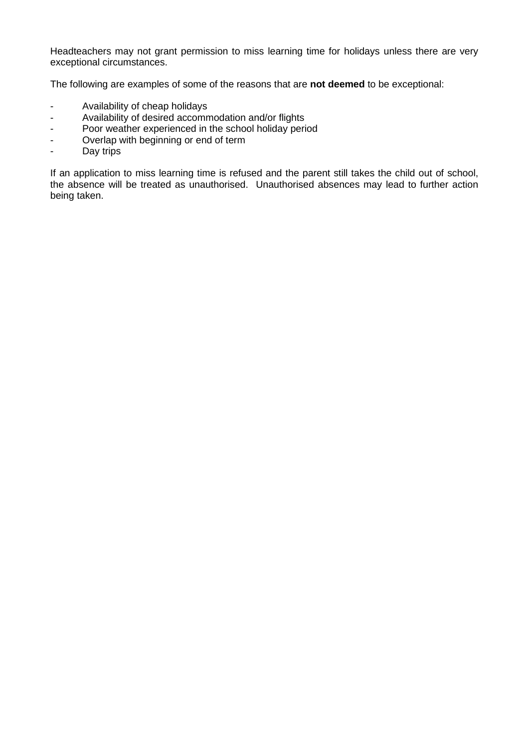Headteachers may not grant permission to miss learning time for holidays unless there are very exceptional circumstances.

The following are examples of some of the reasons that are **not deemed** to be exceptional:

- Availability of cheap holidays
- Availability of desired accommodation and/or flights
- Poor weather experienced in the school holiday period
- Overlap with beginning or end of term
- Day trips

If an application to miss learning time is refused and the parent still takes the child out of school, the absence will be treated as unauthorised. Unauthorised absences may lead to further action being taken.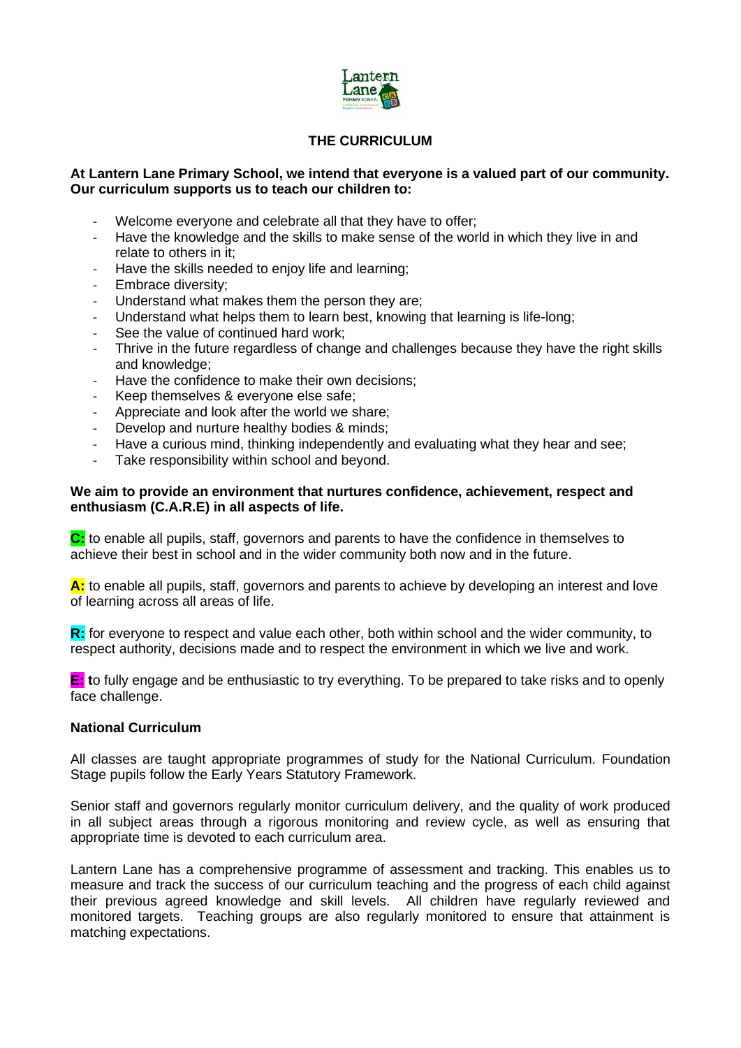# THE CURRICULUM

**At Lantern Lane Primary School, we intend that everyone is a valued part of our community. Our curriculum supports us to teach our children to:**

- Welcome everyone and celebrate all that they have to offer;
- Have the knowledge and the skills to make sense of the world in which they live in and relate to others in it;
- Have the skills needed to enjoy life and learning;
- Embrace diversity;
- Understand what makes them the person they are;
- Understand what helps them to learn best, knowing that learning is life-long;
- See the value of continued hard work;
- Thrive in the future regardless of change and challenges because they have the right skills and knowledge;
- Have the confidence to make their own decisions;
- Keep themselves & everyone else safe;
- Appreciate and look after the world we share;
- Develop and nurture healthy bodies & minds;
- Have a curious mind, thinking independently and evaluating what they hear and see;
- Take responsibility within school and beyond.

**We aim to provide an environment that nurtures confidence, achievement, respect and enthusiasm (C.A.R.E) in all aspects of life.**

**C:** to enable all pupils, staff, governors and parents to have the confidence in themselves to achieve their best in school and in the wider community both now and in the future.

**A:** to enable all pupils, staff, governors and parents to achieve by developing an interest and love of learning across all areas of life.

**R:** for everyone to respect and value each other, both within school and the wider community, to respect authority, decisions made and to respect the environment in which we live and work.

**E:** **t**o fully engage and be enthusiastic to try everything. To be prepared to take risks and to openly face challenge.

### National Curriculum

All classes are taught appropriate programmes of study for the National Curriculum. Foundation Stage pupils follow the Early Years Statutory Framework.

Senior staff and governors regularly monitor curriculum delivery, and the quality of work produced in all subject areas through a rigorous monitoring and review cycle, as well as ensuring that appropriate time is devoted to each curriculum area.

Lantern Lane has a comprehensive programme of assessment and tracking. This enables us to measure and track the success of our curriculum teaching and the progress of each child against their previous agreed knowledge and skill levels. All children have regularly reviewed and monitored targets. Teaching groups are also regularly monitored to ensure that attainment is matching expectations.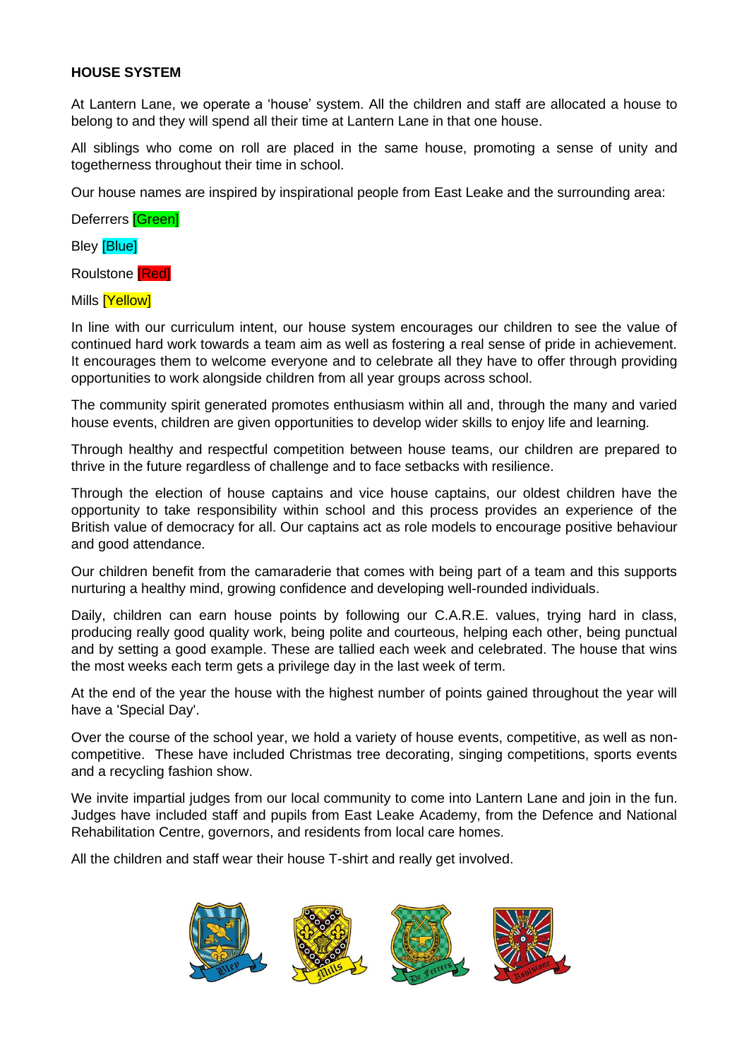**HOUSE SYSTEM**

At Lantern Lane, we operate a 'house' system. All the children and staff are allocated a house to belong to and they will spend all their time at Lantern Lane in that one house.

All siblings who come on roll are placed in the same house, promoting a sense of unity and togetherness throughout their time in school.

Our house names are inspired by inspirational people from East Leake and the surrounding area:

Deferrers [Green]

Bley [Blue]

Roulstone [Red]

Mills [Yellow]

In line with our curriculum intent, our house system encourages our children to see the value of continued hard work towards a team aim as well as fostering a real sense of pride in achievement. It encourages them to welcome everyone and to celebrate all they have to offer through providing opportunities to work alongside children from all year groups across school.

The community spirit generated promotes enthusiasm within all and, through the many and varied house events, children are given opportunities to develop wider skills to enjoy life and learning.

Through healthy and respectful competition between house teams, our children are prepared to thrive in the future regardless of challenge and to face setbacks with resilience.

Through the election of house captains and vice house captains, our oldest children have the opportunity to take responsibility within school and this process provides an experience of the British value of democracy for all. Our captains act as role models to encourage positive behaviour and good attendance.

Our children benefit from the camaraderie that comes with being part of a team and this supports nurturing a healthy mind, growing confidence and developing well-rounded individuals.

Daily, children can earn house points by following our C.A.R.E. values, trying hard in class, producing really good quality work, being polite and courteous, helping each other, being punctual and by setting a good example. These are tallied each week and celebrated. The house that wins the most weeks each term gets a privilege day in the last week of term.

At the end of the year the house with the highest number of points gained throughout the year will have a 'Special Day'.

Over the course of the school year, we hold a variety of house events, competitive, as well as non-competitive. These have included Christmas tree decorating, singing competitions, sports events and a recycling fashion show.

We invite impartial judges from our local community to come into Lantern Lane and join in the fun. Judges have included staff and pupils from East Leake Academy, from the Defence and National Rehabilitation Centre, governors, and residents from local care homes.

All the children and staff wear their house T-shirt and really get involved.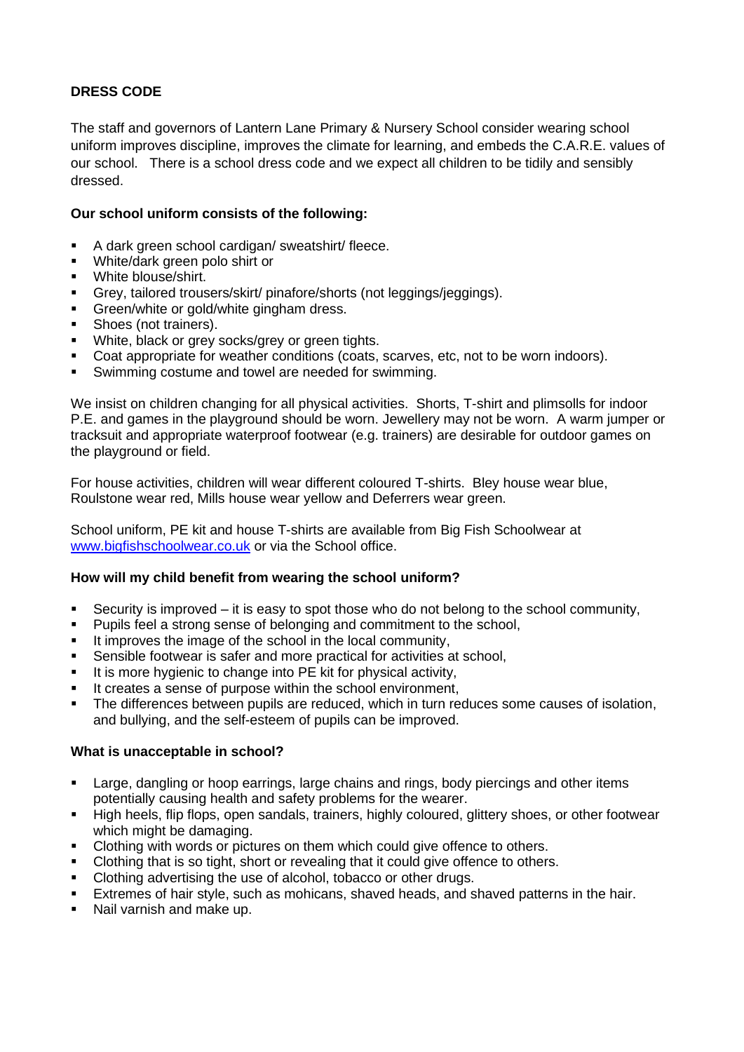## DRESS CODE

The staff and governors of Lantern Lane Primary & Nursery School consider wearing school uniform improves discipline, improves the climate for learning, and embeds the C.A.R.E. values of our school. There is a school dress code and we expect all children to be tidily and sensibly dressed.

**Our school uniform consists of the following:**

- A dark green school cardigan/ sweatshirt/ fleece.
- White/dark green polo shirt or
- White blouse/shirt.
- Grey, tailored trousers/skirt/ pinafore/shorts (not leggings/jeggings).
- Green/white or gold/white gingham dress.
- Shoes (not trainers).
- White, black or grey socks/grey or green tights.
- Coat appropriate for weather conditions (coats, scarves, etc, not to be worn indoors).
- Swimming costume and towel are needed for swimming.

We insist on children changing for all physical activities. Shorts, T-shirt and plimsolls for indoor P.E. and games in the playground should be worn. Jewellery may not be worn. A warm jumper or tracksuit and appropriate waterproof footwear (e.g. trainers) are desirable for outdoor games on the playground or field.

For house activities, children will wear different coloured T-shirts. Bley house wear blue, Roulstone wear red, Mills house wear yellow and Deferrers wear green.

School uniform, PE kit and house T-shirts are available from Big Fish Schoolwear at [www.bigfishschoolwear.co.uk](http://www.bigfishschoolwear.co.uk) or via the School office.

**How will my child benefit from wearing the school uniform?**

- Security is improved – it is easy to spot those who do not belong to the school community,
- Pupils feel a strong sense of belonging and commitment to the school,
- It improves the image of the school in the local community,
- Sensible footwear is safer and more practical for activities at school,
- It is more hygienic to change into PE kit for physical activity,
- It creates a sense of purpose within the school environment,
- The differences between pupils are reduced, which in turn reduces some causes of isolation, and bullying, and the self-esteem of pupils can be improved.

**What is unacceptable in school?**

- Large, dangling or hoop earrings, large chains and rings, body piercings and other items potentially causing health and safety problems for the wearer.
- High heels, flip flops, open sandals, trainers, highly coloured, glittery shoes, or other footwear which might be damaging.
- Clothing with words or pictures on them which could give offence to others.
- Clothing that is so tight, short or revealing that it could give offence to others.
- Clothing advertising the use of alcohol, tobacco or other drugs.
- Extremes of hair style, such as mohicans, shaved heads, and shaved patterns in the hair.
- Nail varnish and make up.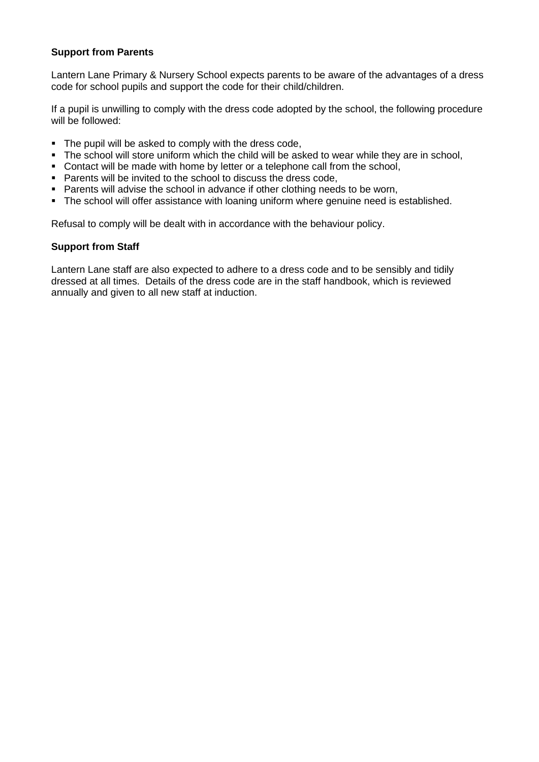**Support from Parents**

Lantern Lane Primary & Nursery School expects parents to be aware of the advantages of a dress code for school pupils and support the code for their child/children.

If a pupil is unwilling to comply with the dress code adopted by the school, the following procedure will be followed:

- The pupil will be asked to comply with the dress code,
- The school will store uniform which the child will be asked to wear while they are in school,
- Contact will be made with home by letter or a telephone call from the school,
- Parents will be invited to the school to discuss the dress code,
- Parents will advise the school in advance if other clothing needs to be worn,
- The school will offer assistance with loaning uniform where genuine need is established.

Refusal to comply will be dealt with in accordance with the behaviour policy.

**Support from Staff**

Lantern Lane staff are also expected to adhere to a dress code and to be sensibly and tidily dressed at all times. Details of the dress code are in the staff handbook, which is reviewed annually and given to all new staff at induction.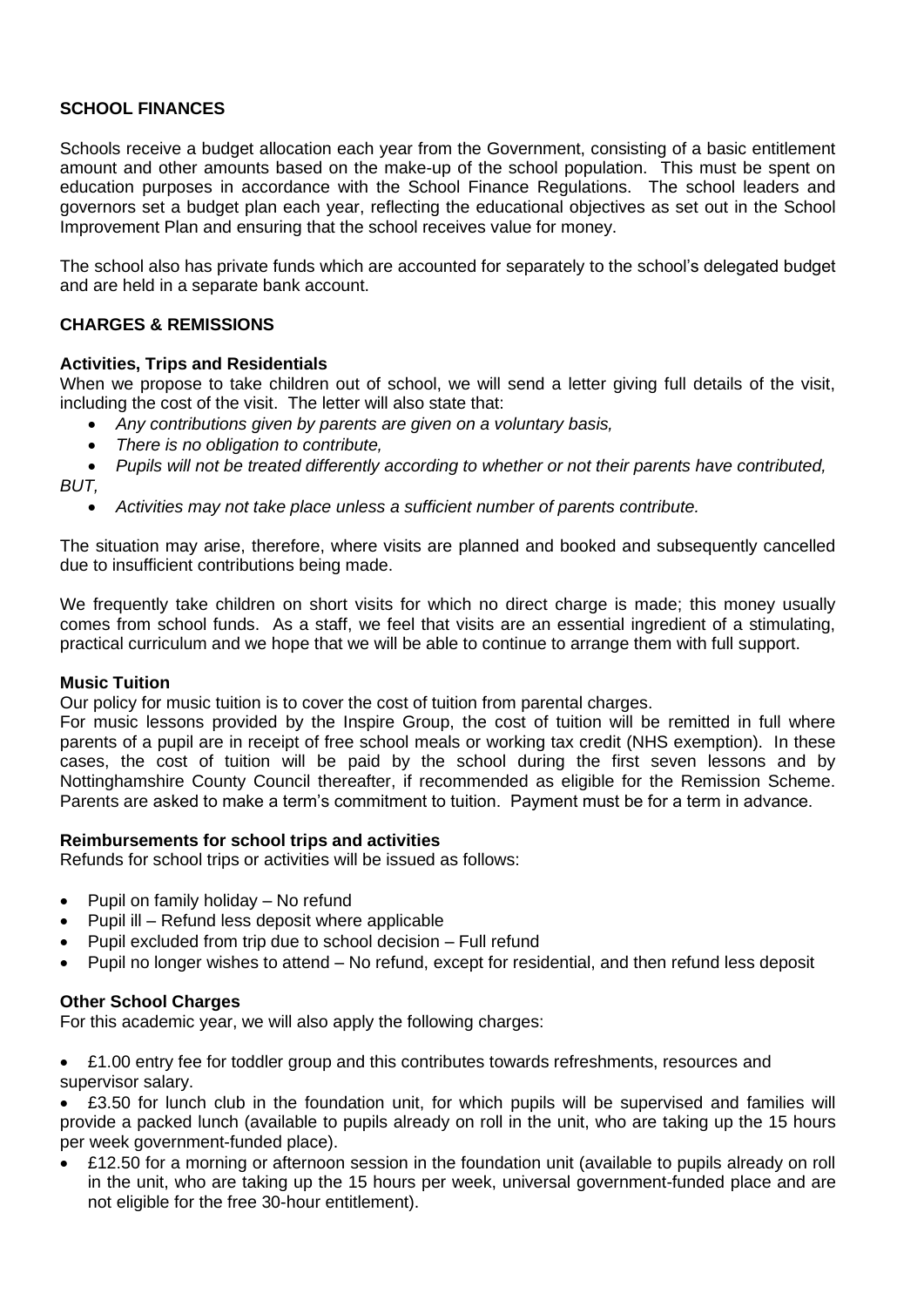## SCHOOL FINANCES

Schools receive a budget allocation each year from the Government, consisting of a basic entitlement amount and other amounts based on the make-up of the school population. This must be spent on education purposes in accordance with the School Finance Regulations. The school leaders and governors set a budget plan each year, reflecting the educational objectives as set out in the School Improvement Plan and ensuring that the school receives value for money.

The school also has private funds which are accounted for separately to the school's delegated budget and are held in a separate bank account.

## CHARGES & REMISSIONS

### Activities, Trips and Residentials

When we propose to take children out of school, we will send a letter giving full details of the visit, including the cost of the visit. The letter will also state that:

- *Any contributions given by parents are given on a voluntary basis,*
- *There is no obligation to contribute,*
- *Pupils will not be treated differently according to whether or not their parents have contributed,*

*BUT,*

- *Activities may not take place unless a sufficient number of parents contribute.*

The situation may arise, therefore, where visits are planned and booked and subsequently cancelled due to insufficient contributions being made.

We frequently take children on short visits for which no direct charge is made; this money usually comes from school funds. As a staff, we feel that visits are an essential ingredient of a stimulating, practical curriculum and we hope that we will be able to continue to arrange them with full support.

### Music Tuition

Our policy for music tuition is to cover the cost of tuition from parental charges.

For music lessons provided by the Inspire Group, the cost of tuition will be remitted in full where parents of a pupil are in receipt of free school meals or working tax credit (NHS exemption). In these cases, the cost of tuition will be paid by the school during the first seven lessons and by Nottinghamshire County Council thereafter, if recommended as eligible for the Remission Scheme. Parents are asked to make a term's commitment to tuition. Payment must be for a term in advance.

### Reimbursements for school trips and activities

Refunds for school trips or activities will be issued as follows:

- Pupil on family holiday – No refund
- Pupil ill – Refund less deposit where applicable
- Pupil excluded from trip due to school decision – Full refund
- Pupil no longer wishes to attend – No refund, except for residential, and then refund less deposit

### Other School Charges

For this academic year, we will also apply the following charges:

- £1.00 entry fee for toddler group and this contributes towards refreshments, resources and supervisor salary.
- £3.50 for lunch club in the foundation unit, for which pupils will be supervised and families will provide a packed lunch (available to pupils already on roll in the unit, who are taking up the 15 hours per week government-funded place).
- £12.50 for a morning or afternoon session in the foundation unit (available to pupils already on roll in the unit, who are taking up the 15 hours per week, universal government-funded place and are not eligible for the free 30-hour entitlement).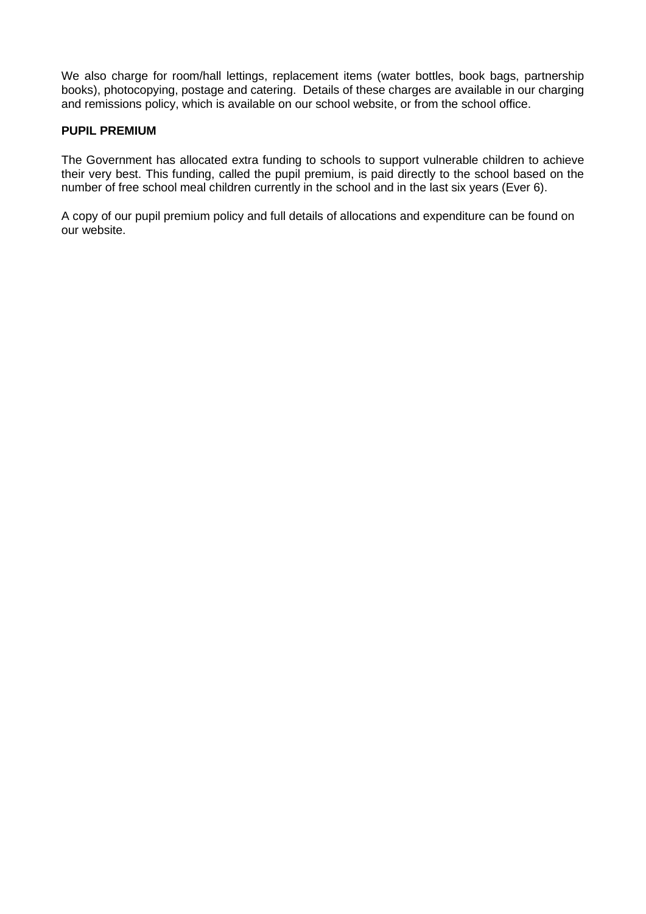We also charge for room/hall lettings, replacement items (water bottles, book bags, partnership books), photocopying, postage and catering.  Details of these charges are available in our charging and remissions policy, which is available on our school website, or from the school office.

**PUPIL PREMIUM**

The Government has allocated extra funding to schools to support vulnerable children to achieve their very best. This funding, called the pupil premium, is paid directly to the school based on the number of free school meal children currently in the school and in the last six years (Ever 6).

A copy of our pupil premium policy and full details of allocations and expenditure can be found on our website.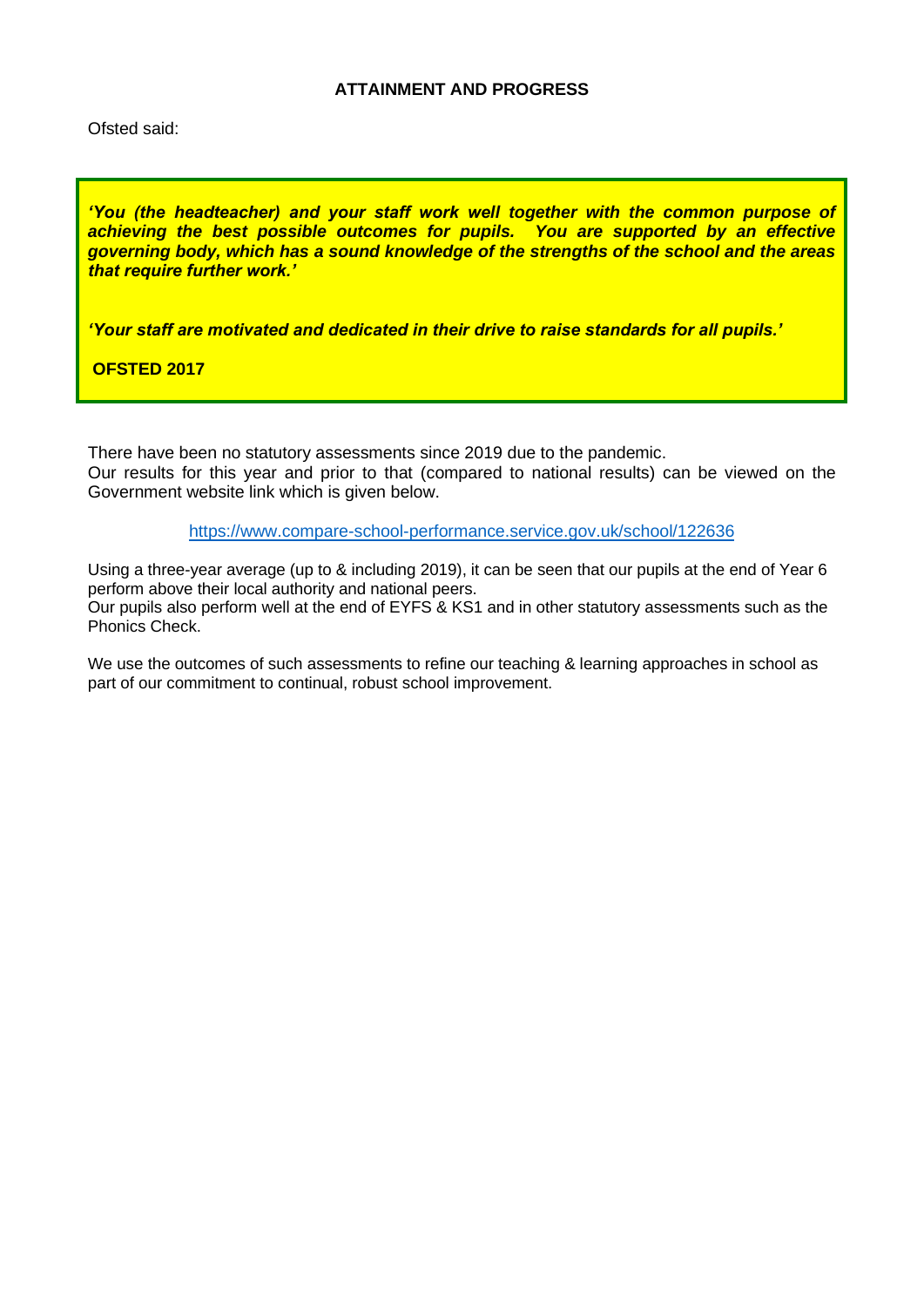## ATTAINMENT AND PROGRESS

Ofsted said:

> ***'You (the headteacher) and your staff work well together with the common purpose of achieving the best possible outcomes for pupils. You are supported by an effective governing body, which has a sound knowledge of the strengths of the school and the areas that require further work.'***
>
> ***'Your staff are motivated and dedicated in their drive to raise standards for all pupils.'***
>
> **OFSTED 2017**

There have been no statutory assessments since 2019 due to the pandemic.
Our results for this year and prior to that (compared to national results) can be viewed on the Government website link which is given below.

https://www.compare-school-performance.service.gov.uk/school/122636

Using a three-year average (up to & including 2019), it can be seen that our pupils at the end of Year 6 perform above their local authority and national peers.
Our pupils also perform well at the end of EYFS & KS1 and in other statutory assessments such as the Phonics Check.

We use the outcomes of such assessments to refine our teaching & learning approaches in school as part of our commitment to continual, robust school improvement.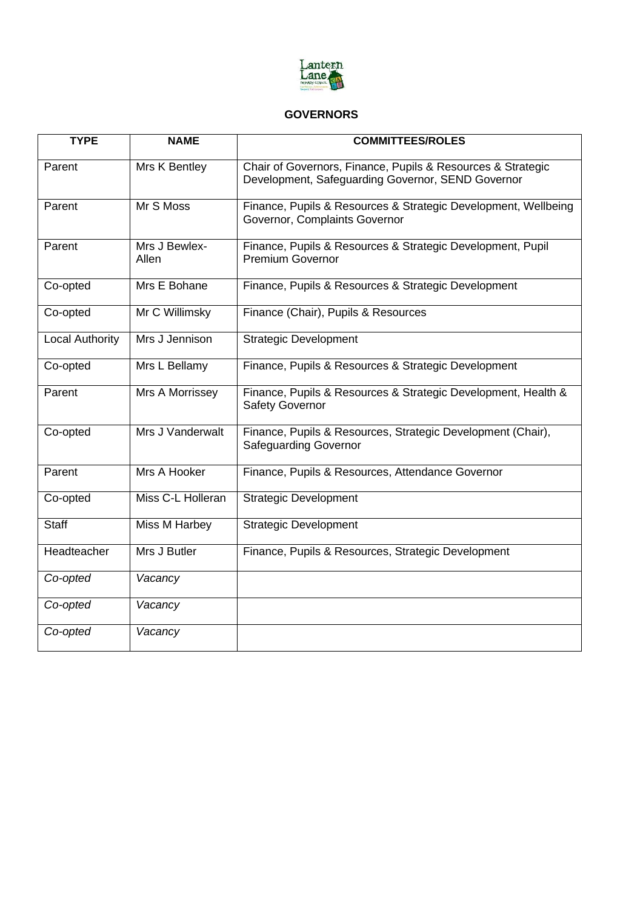## GOVERNORS

| TYPE | NAME | COMMITTEES/ROLES |
|---|---|---|
| Parent | Mrs K Bentley | Chair of Governors, Finance, Pupils & Resources & Strategic Development, Safeguarding Governor, SEND Governor |
| Parent | Mr S Moss | Finance, Pupils & Resources & Strategic Development, Wellbeing Governor, Complaints Governor |
| Parent | Mrs J Bewlex-Allen | Finance, Pupils & Resources & Strategic Development, Pupil Premium Governor |
| Co-opted | Mrs E Bohane | Finance, Pupils & Resources & Strategic Development |
| Co-opted | Mr C Willimsky | Finance (Chair), Pupils & Resources |
| Local Authority | Mrs J Jennison | Strategic Development |
| Co-opted | Mrs L Bellamy | Finance, Pupils & Resources & Strategic Development |
| Parent | Mrs A Morrissey | Finance, Pupils & Resources & Strategic Development, Health & Safety Governor |
| Co-opted | Mrs J Vanderwalt | Finance, Pupils & Resources, Strategic Development (Chair), Safeguarding Governor |
| Parent | Mrs A Hooker | Finance, Pupils & Resources, Attendance Governor |
| Co-opted | Miss C-L Holleran | Strategic Development |
| Staff | Miss M Harbey | Strategic Development |
| Headteacher | Mrs J Butler | Finance, Pupils & Resources, Strategic Development |
| *Co-opted* | *Vacancy* | |
| *Co-opted* | *Vacancy* | |
| *Co-opted* | *Vacancy* | |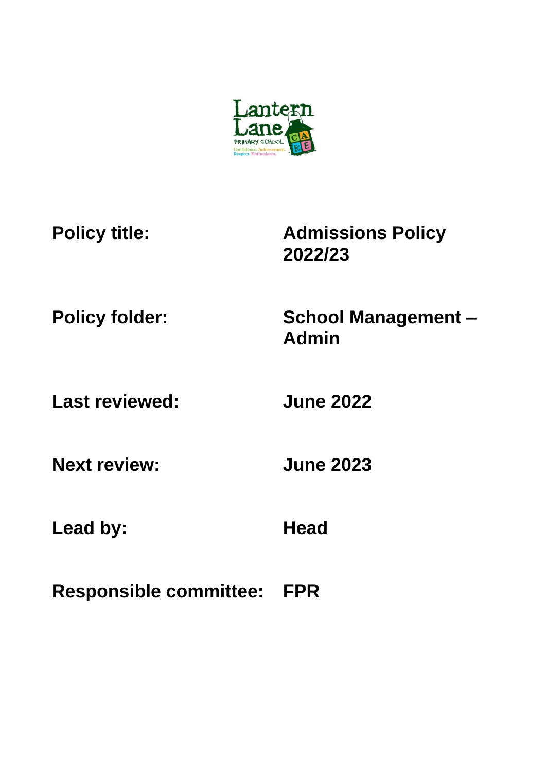| | |
|---|---|
| **Policy title:** | **Admissions Policy 2022/23** |
| **Policy folder:** | **School Management – Admin** |
| **Last reviewed:** | **June 2022** |
| **Next review:** | **June 2023** |
| **Lead by:** | **Head** |
| **Responsible committee:** | **FPR** |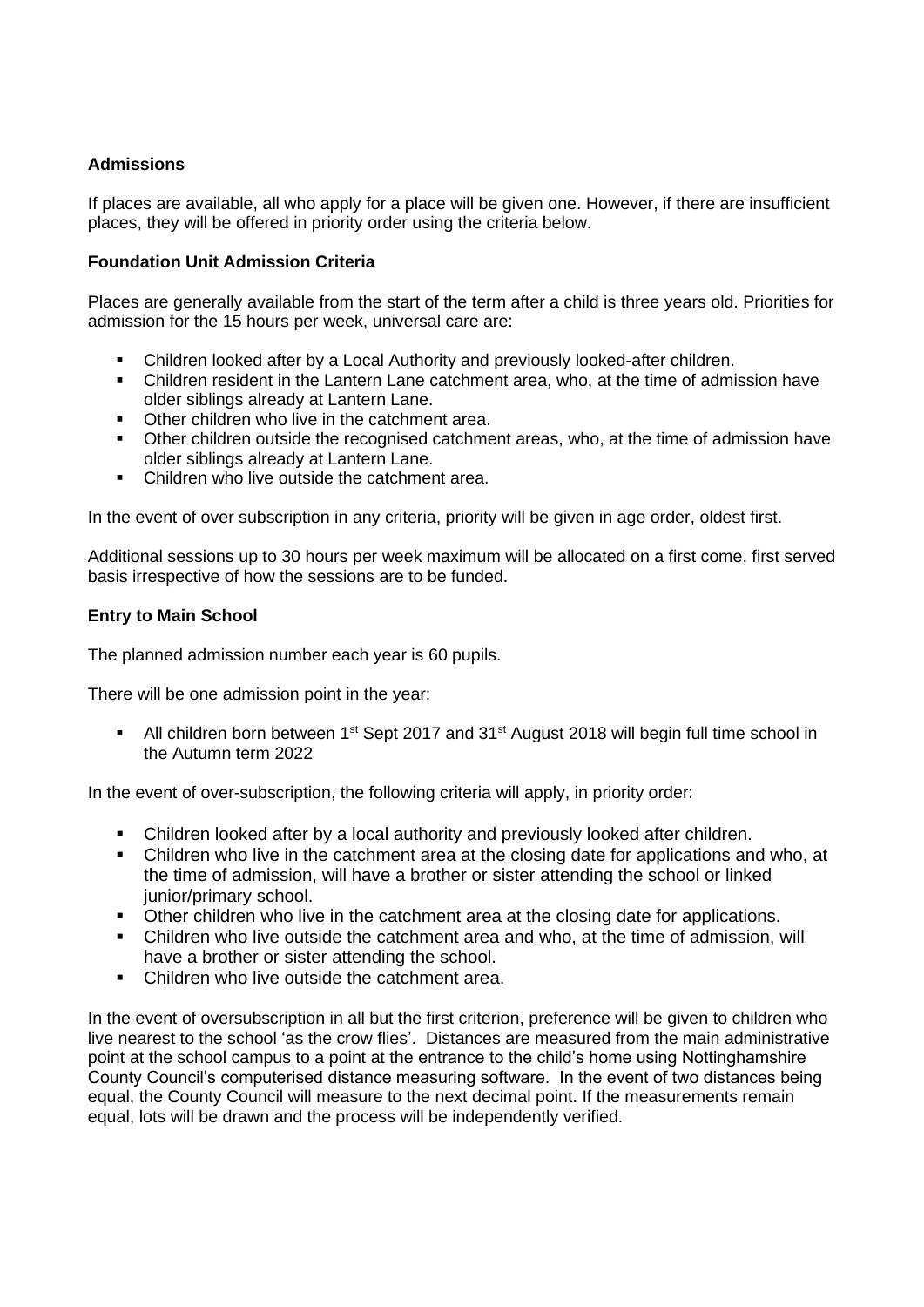### Admissions

If places are available, all who apply for a place will be given one. However, if there are insufficient places, they will be offered in priority order using the criteria below.

### Foundation Unit Admission Criteria

Places are generally available from the start of the term after a child is three years old. Priorities for admission for the 15 hours per week, universal care are:

- Children looked after by a Local Authority and previously looked-after children.
- Children resident in the Lantern Lane catchment area, who, at the time of admission have older siblings already at Lantern Lane.
- Other children who live in the catchment area.
- Other children outside the recognised catchment areas, who, at the time of admission have older siblings already at Lantern Lane.
- Children who live outside the catchment area.

In the event of over subscription in any criteria, priority will be given in age order, oldest first.

Additional sessions up to 30 hours per week maximum will be allocated on a first come, first served basis irrespective of how the sessions are to be funded.

### Entry to Main School

The planned admission number each year is 60 pupils.

There will be one admission point in the year:

- All children born between 1st Sept 2017 and 31st August 2018 will begin full time school in the Autumn term 2022

In the event of over-subscription, the following criteria will apply, in priority order:

- Children looked after by a local authority and previously looked after children.
- Children who live in the catchment area at the closing date for applications and who, at the time of admission, will have a brother or sister attending the school or linked junior/primary school.
- Other children who live in the catchment area at the closing date for applications.
- Children who live outside the catchment area and who, at the time of admission, will have a brother or sister attending the school.
- Children who live outside the catchment area.

In the event of oversubscription in all but the first criterion, preference will be given to children who live nearest to the school 'as the crow flies'. Distances are measured from the main administrative point at the school campus to a point at the entrance to the child's home using Nottinghamshire County Council's computerised distance measuring software. In the event of two distances being equal, the County Council will measure to the next decimal point. If the measurements remain equal, lots will be drawn and the process will be independently verified.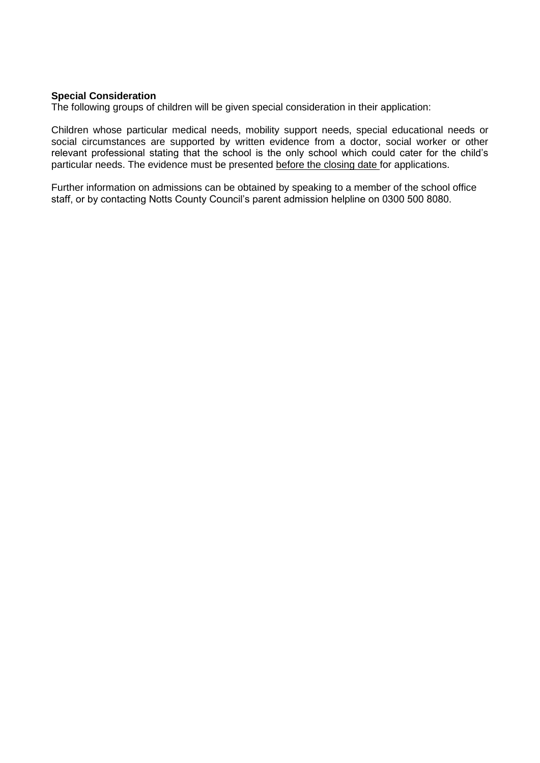**Special Consideration**
The following groups of children will be given special consideration in their application:

Children whose particular medical needs, mobility support needs, special educational needs or social circumstances are supported by written evidence from a doctor, social worker or other relevant professional stating that the school is the only school which could cater for the child's particular needs. The evidence must be presented before the closing date for applications.

Further information on admissions can be obtained by speaking to a member of the school office staff, or by contacting Notts County Council's parent admission helpline on 0300 500 8080.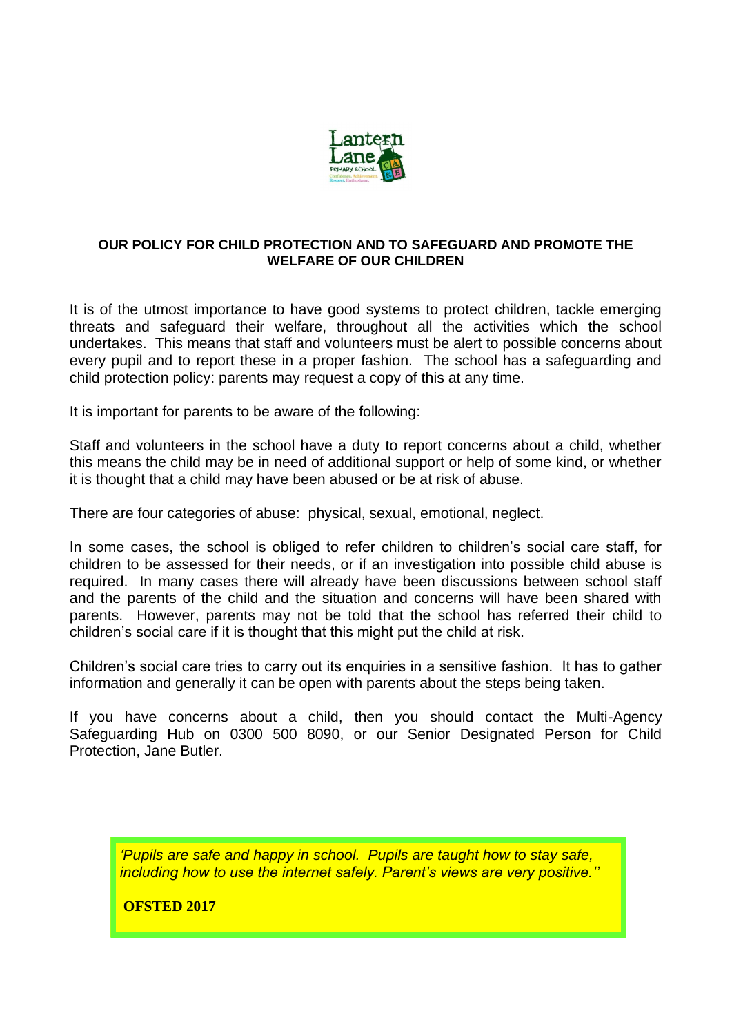**OUR POLICY FOR CHILD PROTECTION AND TO SAFEGUARD AND PROMOTE THE WELFARE OF OUR CHILDREN**

It is of the utmost importance to have good systems to protect children, tackle emerging threats and safeguard their welfare, throughout all the activities which the school undertakes. This means that staff and volunteers must be alert to possible concerns about every pupil and to report these in a proper fashion. The school has a safeguarding and child protection policy: parents may request a copy of this at any time.

It is important for parents to be aware of the following:

Staff and volunteers in the school have a duty to report concerns about a child, whether this means the child may be in need of additional support or help of some kind, or whether it is thought that a child may have been abused or be at risk of abuse.

There are four categories of abuse: physical, sexual, emotional, neglect.

In some cases, the school is obliged to refer children to children's social care staff, for children to be assessed for their needs, or if an investigation into possible child abuse is required. In many cases there will already have been discussions between school staff and the parents of the child and the situation and concerns will have been shared with parents. However, parents may not be told that the school has referred their child to children's social care if it is thought that this might put the child at risk.

Children's social care tries to carry out its enquiries in a sensitive fashion. It has to gather information and generally it can be open with parents about the steps being taken.

If you have concerns about a child, then you should contact the Multi-Agency Safeguarding Hub on 0300 500 8090, or our Senior Designated Person for Child Protection, Jane Butler.

*'Pupils are safe and happy in school. Pupils are taught how to stay safe, including how to use the internet safely. Parent's views are very positive.''*

**OFSTED 2017**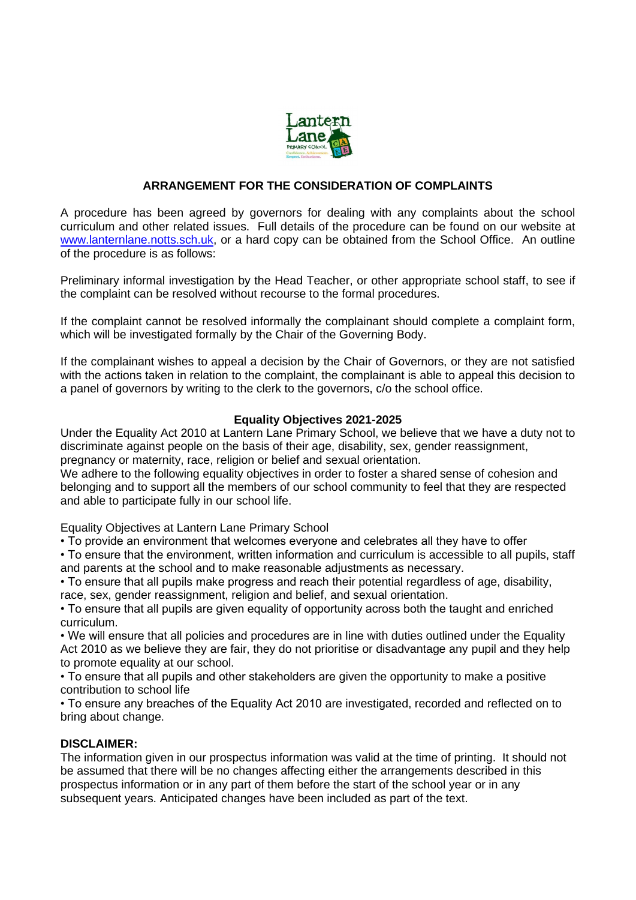## ARRANGEMENT FOR THE CONSIDERATION OF COMPLAINTS

A procedure has been agreed by governors for dealing with any complaints about the school curriculum and other related issues. Full details of the procedure can be found on our website at [www.lanternlane.notts.sch.uk](http://www.lanternlane.notts.sch.uk), or a hard copy can be obtained from the School Office. An outline of the procedure is as follows:

Preliminary informal investigation by the Head Teacher, or other appropriate school staff, to see if the complaint can be resolved without recourse to the formal procedures.

If the complaint cannot be resolved informally the complainant should complete a complaint form, which will be investigated formally by the Chair of the Governing Body.

If the complainant wishes to appeal a decision by the Chair of Governors, or they are not satisfied with the actions taken in relation to the complaint, the complainant is able to appeal this decision to a panel of governors by writing to the clerk to the governors, c/o the school office.

### Equality Objectives 2021-2025

Under the Equality Act 2010 at Lantern Lane Primary School, we believe that we have a duty not to discriminate against people on the basis of their age, disability, sex, gender reassignment, pregnancy or maternity, race, religion or belief and sexual orientation.
We adhere to the following equality objectives in order to foster a shared sense of cohesion and belonging and to support all the members of our school community to feel that they are respected and able to participate fully in our school life.

Equality Objectives at Lantern Lane Primary School

- To provide an environment that welcomes everyone and celebrates all they have to offer
- To ensure that the environment, written information and curriculum is accessible to all pupils, staff and parents at the school and to make reasonable adjustments as necessary.
- To ensure that all pupils make progress and reach their potential regardless of age, disability, race, sex, gender reassignment, religion and belief, and sexual orientation.
- To ensure that all pupils are given equality of opportunity across both the taught and enriched curriculum.
- We will ensure that all policies and procedures are in line with duties outlined under the Equality Act 2010 as we believe they are fair, they do not prioritise or disadvantage any pupil and they help to promote equality at our school.
- To ensure that all pupils and other stakeholders are given the opportunity to make a positive contribution to school life
- To ensure any breaches of the Equality Act 2010 are investigated, recorded and reflected on to bring about change.

**DISCLAIMER:**
The information given in our prospectus information was valid at the time of printing. It should not be assumed that there will be no changes affecting either the arrangements described in this prospectus information or in any part of them before the start of the school year or in any subsequent years. Anticipated changes have been included as part of the text.